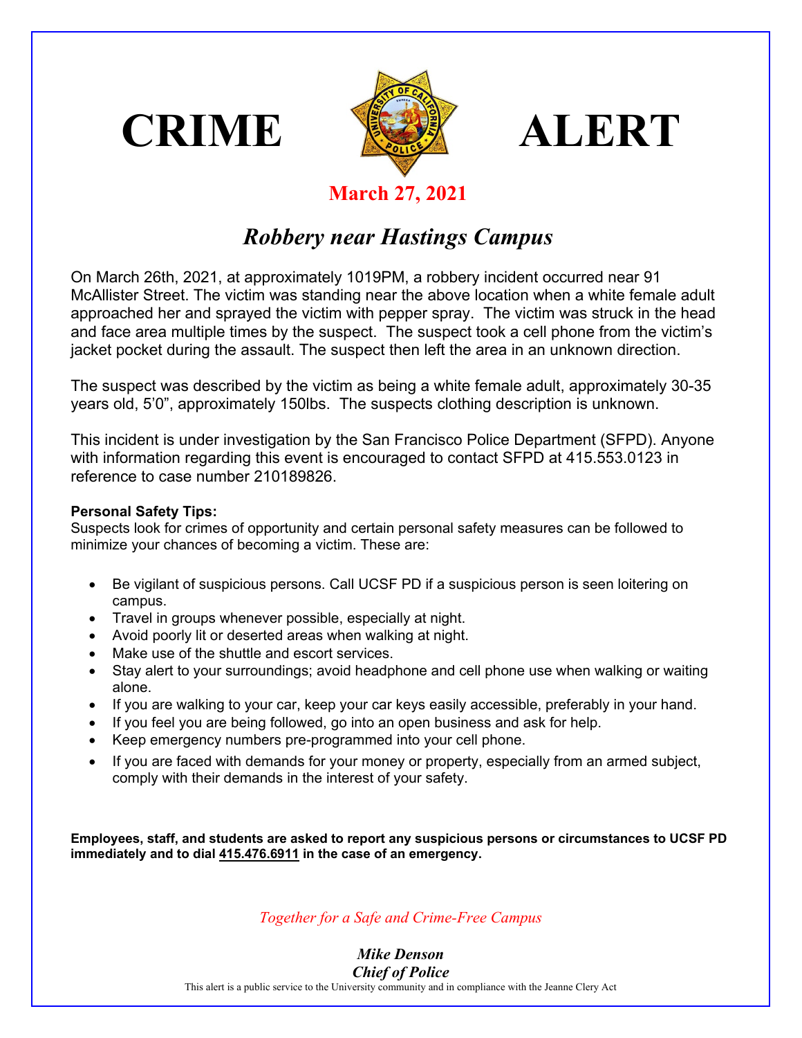# CRIME ALERT

**March 27, 2021**

## *Robbery near Hastings Campus*

On March 26th, 2021, at approximately 1019PM, a robbery incident occurred near 91 McAllister Street. The victim was standing near the above location when a white female adult approached her and sprayed the victim with pepper spray. The victim was struck in the head and face area multiple times by the suspect. The suspect took a cell phone from the victim's jacket pocket during the assault. The suspect then left the area in an unknown direction.

The suspect was described by the victim as being a white female adult, approximately 30-35 years old, 5'0", approximately 150lbs. The suspects clothing description is unknown.

This incident is under investigation by the San Francisco Police Department (SFPD). Anyone with information regarding this event is encouraged to contact SFPD at 415.553.0123 in reference to case number 210189826.

**Personal Safety Tips:**
Suspects look for crimes of opportunity and certain personal safety measures can be followed to minimize your chances of becoming a victim. These are:

- Be vigilant of suspicious persons. Call UCSF PD if a suspicious person is seen loitering on campus.
- Travel in groups whenever possible, especially at night.
- Avoid poorly lit or deserted areas when walking at night.
- Make use of the shuttle and escort services.
- Stay alert to your surroundings; avoid headphone and cell phone use when walking or waiting alone.
- If you are walking to your car, keep your car keys easily accessible, preferably in your hand.
- If you feel you are being followed, go into an open business and ask for help.
- Keep emergency numbers pre-programmed into your cell phone.
- If you are faced with demands for your money or property, especially from an armed subject, comply with their demands in the interest of your safety.

**Employees, staff, and students are asked to report any suspicious persons or circumstances to UCSF PD immediately and to dial 415.476.6911 in the case of an emergency.**

*Together for a Safe and Crime-Free Campus*

***Mike Denson***
***Chief of Police***

This alert is a public service to the University community and in compliance with the Jeanne Clery Act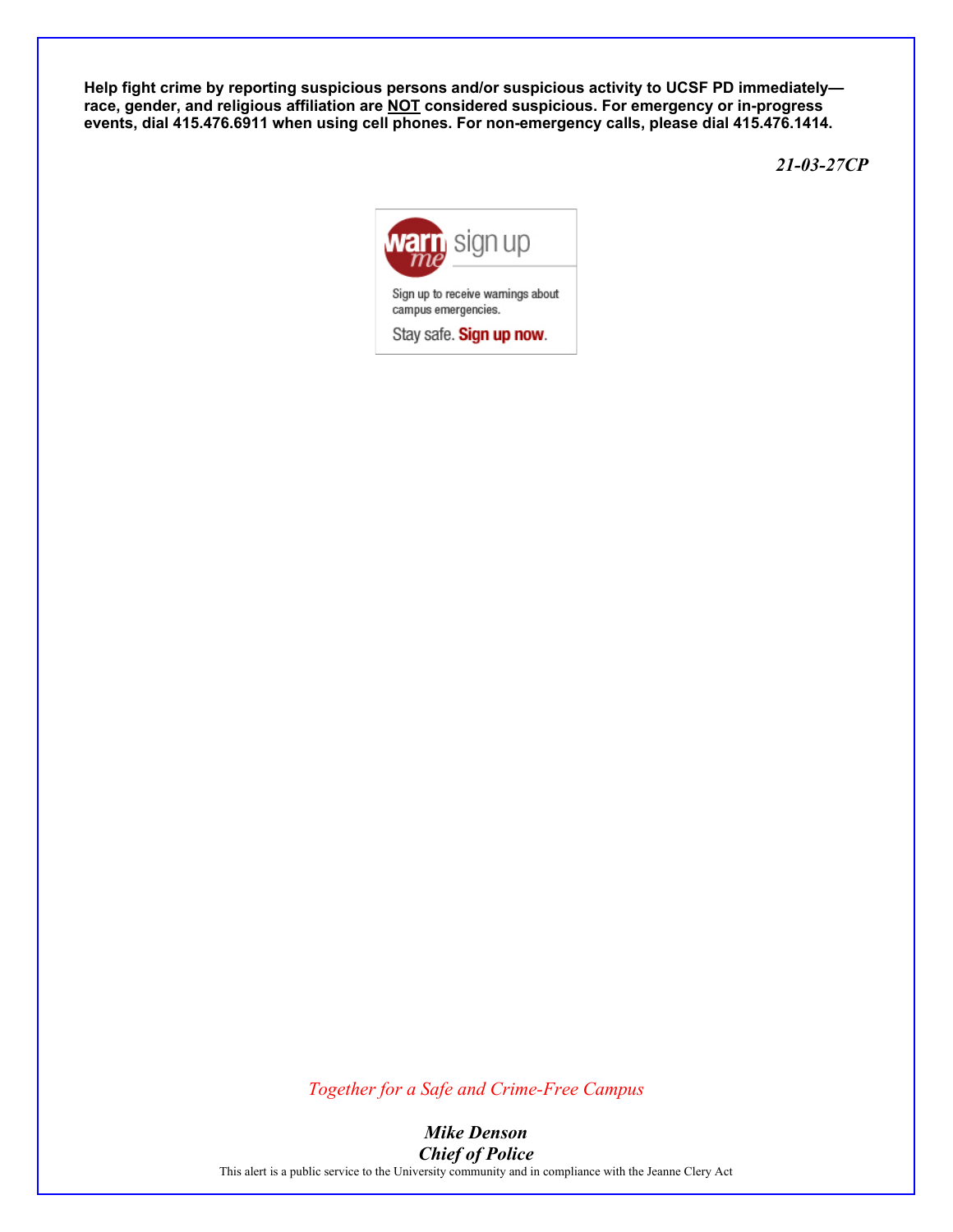**Help fight crime by reporting suspicious persons and/or suspicious activity to UCSF PD immediately—race, gender, and religious affiliation are NOT considered suspicious. For emergency or in-progress events, dial 415.476.6911 when using cell phones. For non-emergency calls, please dial 415.476.1414.**

***21-03-27CP***

warn me sign up

Sign up to receive warnings about campus emergencies.

Stay safe. **Sign up now**.

*Together for a Safe and Crime-Free Campus*

***Mike Denson***
***Chief of Police***

This alert is a public service to the University community and in compliance with the Jeanne Clery Act